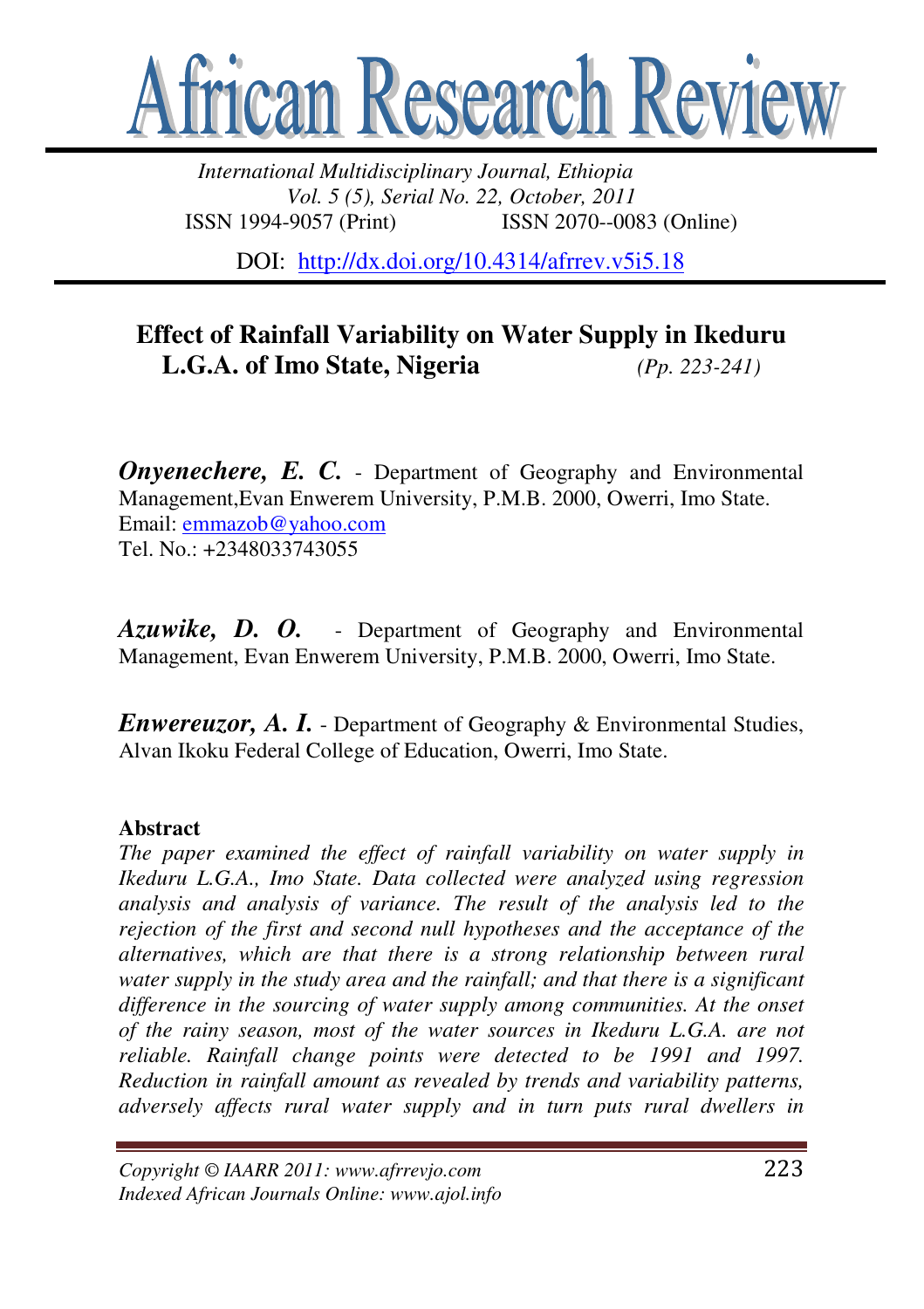# African Research Review

*International Multidisciplinary Journal, Ethiopia*
*Vol. 5 (5), Serial No. 22, October, 2011*
ISSN 1994-9057 (Print) ISSN 2070--0083 (Online)

DOI: http://dx.doi.org/10.4314/afrrev.v5i5.18

## Effect of Rainfall Variability on Water Supply in Ikeduru L.G.A. of Imo State, Nigeria *(Pp. 223-241)*

***Onyenechere, E. C.*** - Department of Geography and Environmental Management, Evan Enwerem University, P.M.B. 2000, Owerri, Imo State.
Email: emmazob@yahoo.com
Tel. No.: +2348033743055

***Azuwike, D. O.*** - Department of Geography and Environmental Management, Evan Enwerem University, P.M.B. 2000, Owerri, Imo State.

***Enwereuzor, A. I.*** - Department of Geography & Environmental Studies, Alvan Ikoku Federal College of Education, Owerri, Imo State.

### Abstract

*The paper examined the effect of rainfall variability on water supply in Ikeduru L.G.A., Imo State. Data collected were analyzed using regression analysis and analysis of variance. The result of the analysis led to the rejection of the first and second null hypotheses and the acceptance of the alternatives, which are that there is a strong relationship between rural water supply in the study area and the rainfall; and that there is a significant difference in the sourcing of water supply among communities. At the onset of the rainy season, most of the water sources in Ikeduru L.G.A. are not reliable. Rainfall change points were detected to be 1991 and 1997. Reduction in rainfall amount as revealed by trends and variability patterns, adversely affects rural water supply and in turn puts rural dwellers in*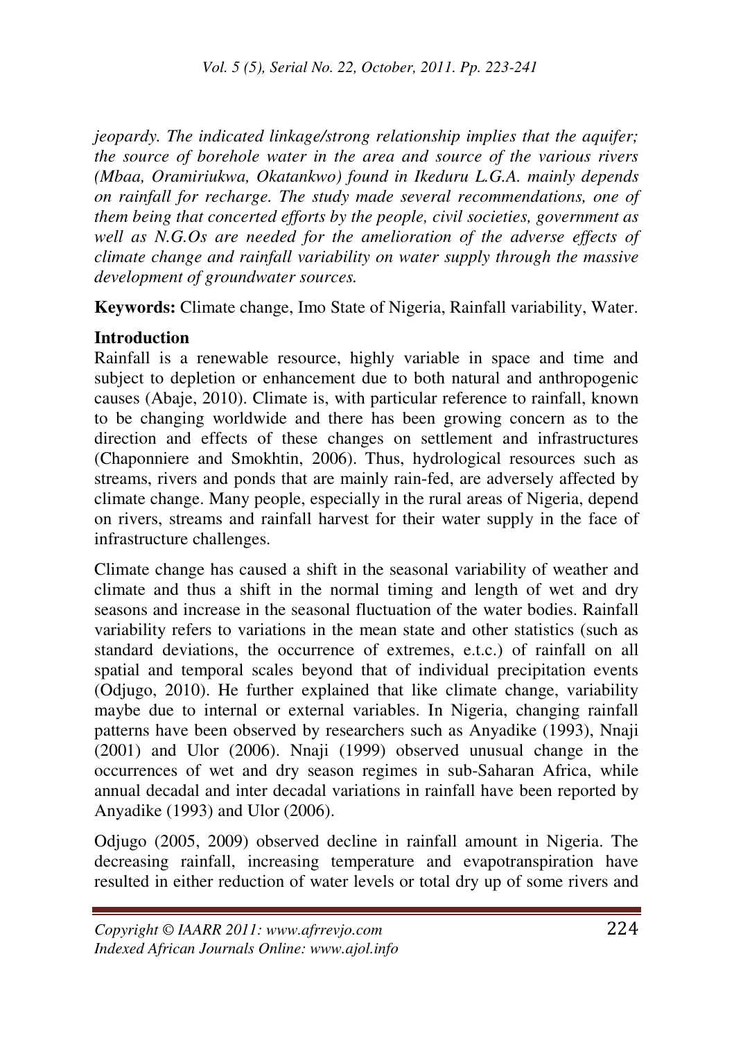*jeopardy. The indicated linkage/strong relationship implies that the aquifer; the source of borehole water in the area and source of the various rivers (Mbaa, Oramiriukwa, Okatankwo) found in Ikeduru L.G.A. mainly depends on rainfall for recharge. The study made several recommendations, one of them being that concerted efforts by the people, civil societies, government as well as N.G.Os are needed for the amelioration of the adverse effects of climate change and rainfall variability on water supply through the massive development of groundwater sources.*

**Keywords:** Climate change, Imo State of Nigeria, Rainfall variability, Water.

## Introduction

Rainfall is a renewable resource, highly variable in space and time and subject to depletion or enhancement due to both natural and anthropogenic causes (Abaje, 2010). Climate is, with particular reference to rainfall, known to be changing worldwide and there has been growing concern as to the direction and effects of these changes on settlement and infrastructures (Chaponniere and Smokhtin, 2006). Thus, hydrological resources such as streams, rivers and ponds that are mainly rain-fed, are adversely affected by climate change. Many people, especially in the rural areas of Nigeria, depend on rivers, streams and rainfall harvest for their water supply in the face of infrastructure challenges.

Climate change has caused a shift in the seasonal variability of weather and climate and thus a shift in the normal timing and length of wet and dry seasons and increase in the seasonal fluctuation of the water bodies. Rainfall variability refers to variations in the mean state and other statistics (such as standard deviations, the occurrence of extremes, e.t.c.) of rainfall on all spatial and temporal scales beyond that of individual precipitation events (Odjugo, 2010). He further explained that like climate change, variability maybe due to internal or external variables. In Nigeria, changing rainfall patterns have been observed by researchers such as Anyadike (1993), Nnaji (2001) and Ulor (2006). Nnaji (1999) observed unusual change in the occurrences of wet and dry season regimes in sub-Saharan Africa, while annual decadal and inter decadal variations in rainfall have been reported by Anyadike (1993) and Ulor (2006).

Odjugo (2005, 2009) observed decline in rainfall amount in Nigeria. The decreasing rainfall, increasing temperature and evapotranspiration have resulted in either reduction of water levels or total dry up of some rivers and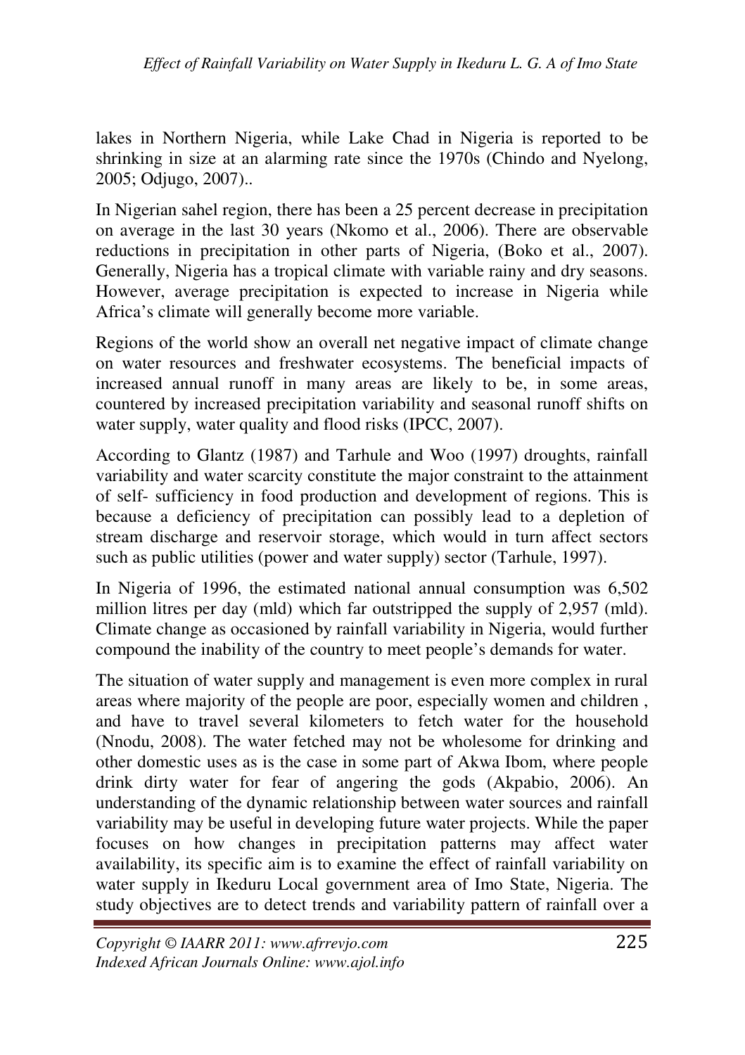lakes in Northern Nigeria, while Lake Chad in Nigeria is reported to be shrinking in size at an alarming rate since the 1970s (Chindo and Nyelong, 2005; Odjugo, 2007)..

In Nigerian sahel region, there has been a 25 percent decrease in precipitation on average in the last 30 years (Nkomo et al., 2006). There are observable reductions in precipitation in other parts of Nigeria, (Boko et al., 2007). Generally, Nigeria has a tropical climate with variable rainy and dry seasons. However, average precipitation is expected to increase in Nigeria while Africa's climate will generally become more variable.

Regions of the world show an overall net negative impact of climate change on water resources and freshwater ecosystems. The beneficial impacts of increased annual runoff in many areas are likely to be, in some areas, countered by increased precipitation variability and seasonal runoff shifts on water supply, water quality and flood risks (IPCC, 2007).

According to Glantz (1987) and Tarhule and Woo (1997) droughts, rainfall variability and water scarcity constitute the major constraint to the attainment of self- sufficiency in food production and development of regions. This is because a deficiency of precipitation can possibly lead to a depletion of stream discharge and reservoir storage, which would in turn affect sectors such as public utilities (power and water supply) sector (Tarhule, 1997).

In Nigeria of 1996, the estimated national annual consumption was 6,502 million litres per day (mld) which far outstripped the supply of 2,957 (mld). Climate change as occasioned by rainfall variability in Nigeria, would further compound the inability of the country to meet people's demands for water.

The situation of water supply and management is even more complex in rural areas where majority of the people are poor, especially women and children , and have to travel several kilometers to fetch water for the household (Nnodu, 2008). The water fetched may not be wholesome for drinking and other domestic uses as is the case in some part of Akwa Ibom, where people drink dirty water for fear of angering the gods (Akpabio, 2006). An understanding of the dynamic relationship between water sources and rainfall variability may be useful in developing future water projects. While the paper focuses on how changes in precipitation patterns may affect water availability, its specific aim is to examine the effect of rainfall variability on water supply in Ikeduru Local government area of Imo State, Nigeria. The study objectives are to detect trends and variability pattern of rainfall over a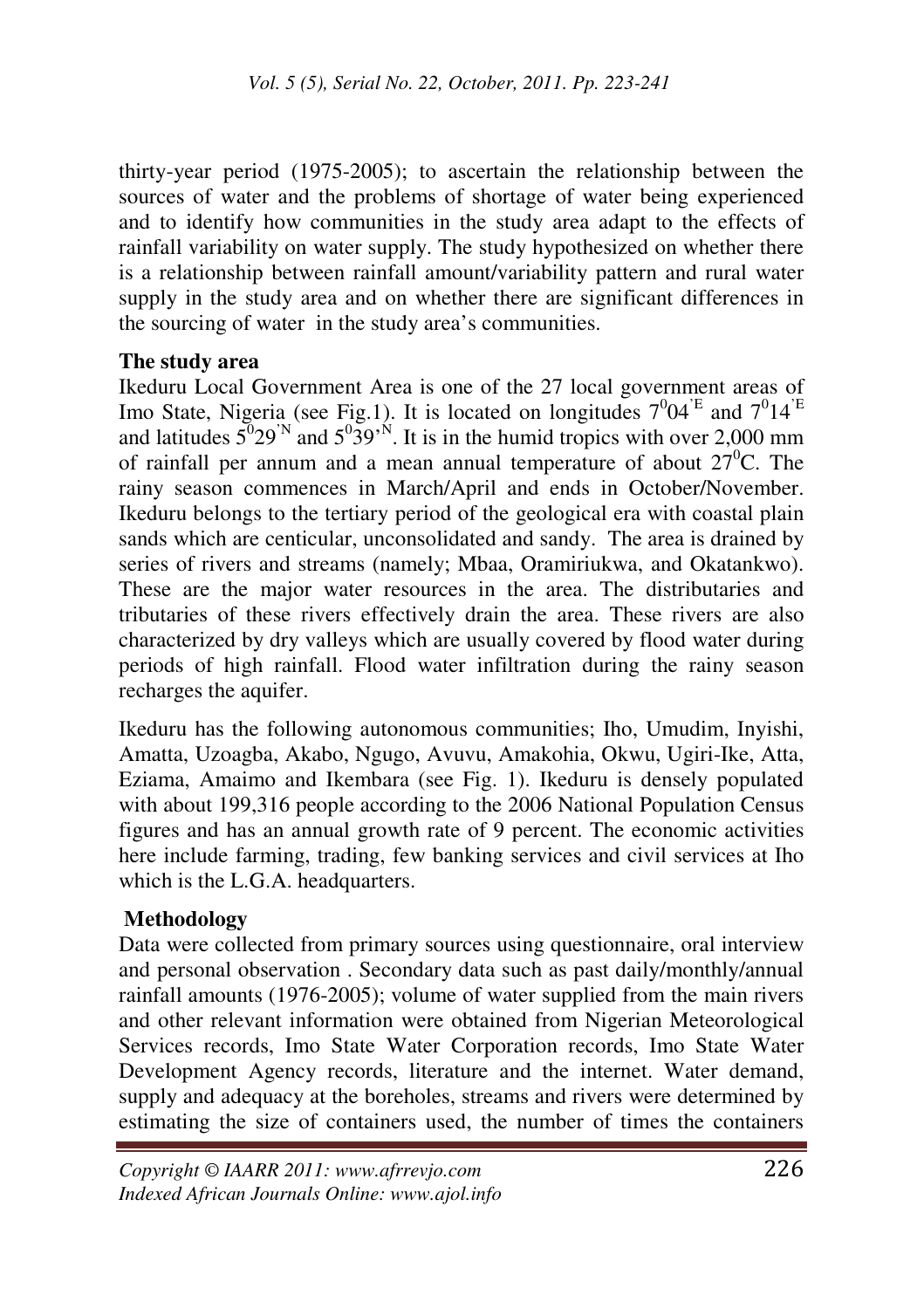thirty-year period (1975-2005); to ascertain the relationship between the sources of water and the problems of shortage of water being experienced and to identify how communities in the study area adapt to the effects of rainfall variability on water supply. The study hypothesized on whether there is a relationship between rainfall amount/variability pattern and rural water supply in the study area and on whether there are significant differences in the sourcing of water in the study area's communities.

**The study area**

Ikeduru Local Government Area is one of the 27 local government areas of Imo State, Nigeria (see Fig.1). It is located on longitudes $7^0 04^{'E}$ and $7^0 14^{'E}$ and latitudes $5^0 29^{'N}$ and $5^0 39^{'N}$. It is in the humid tropics with over 2,000 mm of rainfall per annum and a mean annual temperature of about $27^0$C. The rainy season commences in March/April and ends in October/November. Ikeduru belongs to the tertiary period of the geological era with coastal plain sands which are centicular, unconsolidated and sandy. The area is drained by series of rivers and streams (namely; Mbaa, Oramiriukwa, and Okatankwo). These are the major water resources in the area. The distributaries and tributaries of these rivers effectively drain the area. These rivers are also characterized by dry valleys which are usually covered by flood water during periods of high rainfall. Flood water infiltration during the rainy season recharges the aquifer.

Ikeduru has the following autonomous communities; Iho, Umudim, Inyishi, Amatta, Uzoagba, Akabo, Ngugo, Avuvu, Amakohia, Okwu, Ugiri-Ike, Atta, Eziama, Amaimo and Ikembara (see Fig. 1). Ikeduru is densely populated with about 199,316 people according to the 2006 National Population Census figures and has an annual growth rate of 9 percent. The economic activities here include farming, trading, few banking services and civil services at Iho which is the L.G.A. headquarters.

**Methodology**

Data were collected from primary sources using questionnaire, oral interview and personal observation . Secondary data such as past daily/monthly/annual rainfall amounts (1976-2005); volume of water supplied from the main rivers and other relevant information were obtained from Nigerian Meteorological Services records, Imo State Water Corporation records, Imo State Water Development Agency records, literature and the internet. Water demand, supply and adequacy at the boreholes, streams and rivers were determined by estimating the size of containers used, the number of times the containers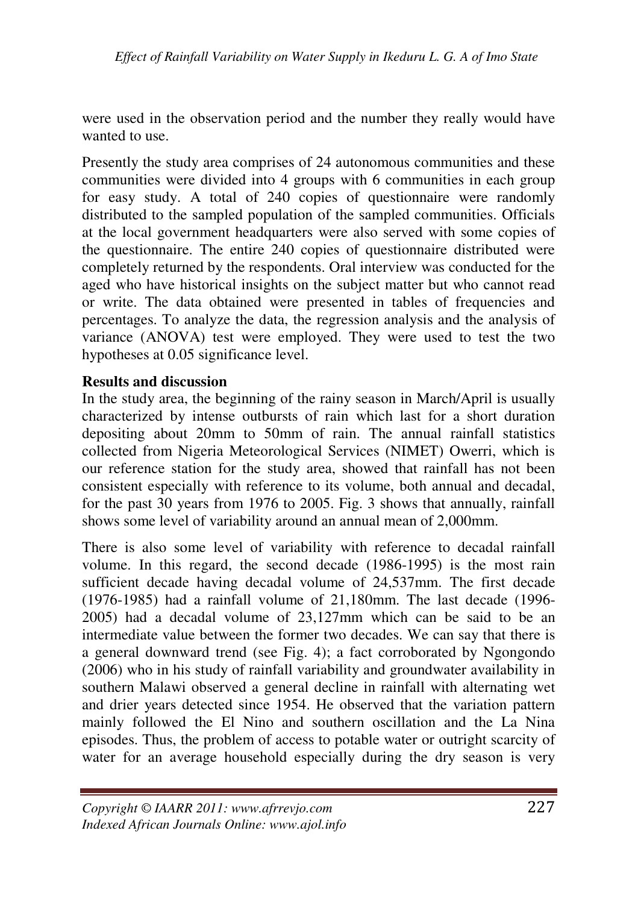were used in the observation period and the number they really would have wanted to use.

Presently the study area comprises of 24 autonomous communities and these communities were divided into 4 groups with 6 communities in each group for easy study. A total of 240 copies of questionnaire were randomly distributed to the sampled population of the sampled communities. Officials at the local government headquarters were also served with some copies of the questionnaire. The entire 240 copies of questionnaire distributed were completely returned by the respondents. Oral interview was conducted for the aged who have historical insights on the subject matter but who cannot read or write. The data obtained were presented in tables of frequencies and percentages. To analyze the data, the regression analysis and the analysis of variance (ANOVA) test were employed. They were used to test the two hypotheses at 0.05 significance level.

## Results and discussion

In the study area, the beginning of the rainy season in March/April is usually characterized by intense outbursts of rain which last for a short duration depositing about 20mm to 50mm of rain. The annual rainfall statistics collected from Nigeria Meteorological Services (NIMET) Owerri, which is our reference station for the study area, showed that rainfall has not been consistent especially with reference to its volume, both annual and decadal, for the past 30 years from 1976 to 2005. Fig. 3 shows that annually, rainfall shows some level of variability around an annual mean of 2,000mm.

There is also some level of variability with reference to decadal rainfall volume. In this regard, the second decade (1986-1995) is the most rain sufficient decade having decadal volume of 24,537mm. The first decade (1976-1985) had a rainfall volume of 21,180mm. The last decade (1996-2005) had a decadal volume of 23,127mm which can be said to be an intermediate value between the former two decades. We can say that there is a general downward trend (see Fig. 4); a fact corroborated by Ngongondo (2006) who in his study of rainfall variability and groundwater availability in southern Malawi observed a general decline in rainfall with alternating wet and drier years detected since 1954. He observed that the variation pattern mainly followed the El Nino and southern oscillation and the La Nina episodes. Thus, the problem of access to potable water or outright scarcity of water for an average household especially during the dry season is very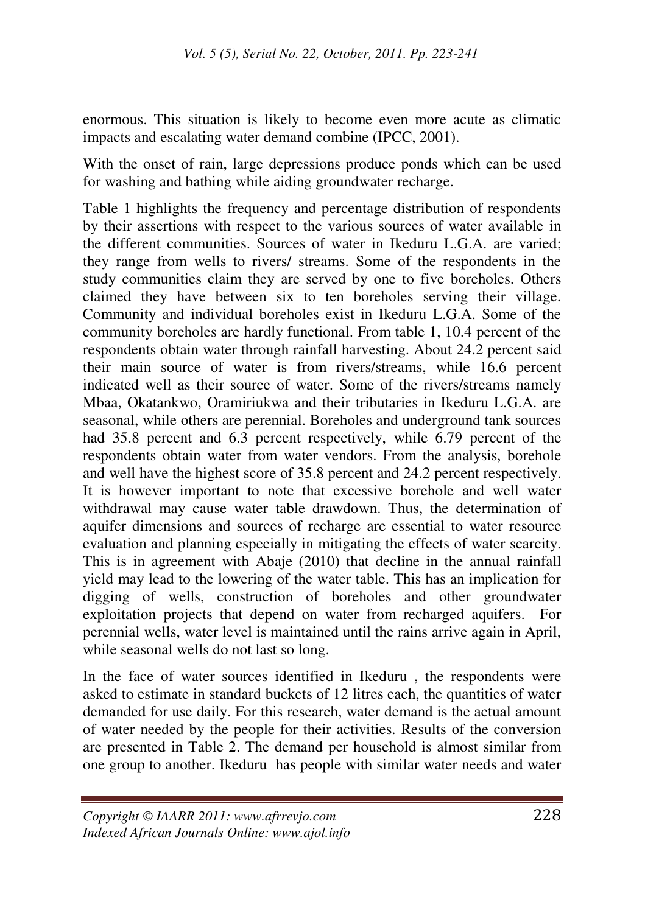enormous. This situation is likely to become even more acute as climatic impacts and escalating water demand combine (IPCC, 2001).

With the onset of rain, large depressions produce ponds which can be used for washing and bathing while aiding groundwater recharge.

Table 1 highlights the frequency and percentage distribution of respondents by their assertions with respect to the various sources of water available in the different communities. Sources of water in Ikeduru L.G.A. are varied; they range from wells to rivers/ streams. Some of the respondents in the study communities claim they are served by one to five boreholes. Others claimed they have between six to ten boreholes serving their village. Community and individual boreholes exist in Ikeduru L.G.A. Some of the community boreholes are hardly functional. From table 1, 10.4 percent of the respondents obtain water through rainfall harvesting. About 24.2 percent said their main source of water is from rivers/streams, while 16.6 percent indicated well as their source of water. Some of the rivers/streams namely Mbaa, Okatankwo, Oramiriukwa and their tributaries in Ikeduru L.G.A. are seasonal, while others are perennial. Boreholes and underground tank sources had 35.8 percent and 6.3 percent respectively, while 6.79 percent of the respondents obtain water from water vendors. From the analysis, borehole and well have the highest score of 35.8 percent and 24.2 percent respectively. It is however important to note that excessive borehole and well water withdrawal may cause water table drawdown. Thus, the determination of aquifer dimensions and sources of recharge are essential to water resource evaluation and planning especially in mitigating the effects of water scarcity. This is in agreement with Abaje (2010) that decline in the annual rainfall yield may lead to the lowering of the water table. This has an implication for digging of wells, construction of boreholes and other groundwater exploitation projects that depend on water from recharged aquifers. For perennial wells, water level is maintained until the rains arrive again in April, while seasonal wells do not last so long.

In the face of water sources identified in Ikeduru , the respondents were asked to estimate in standard buckets of 12 litres each, the quantities of water demanded for use daily. For this research, water demand is the actual amount of water needed by the people for their activities. Results of the conversion are presented in Table 2. The demand per household is almost similar from one group to another. Ikeduru has people with similar water needs and water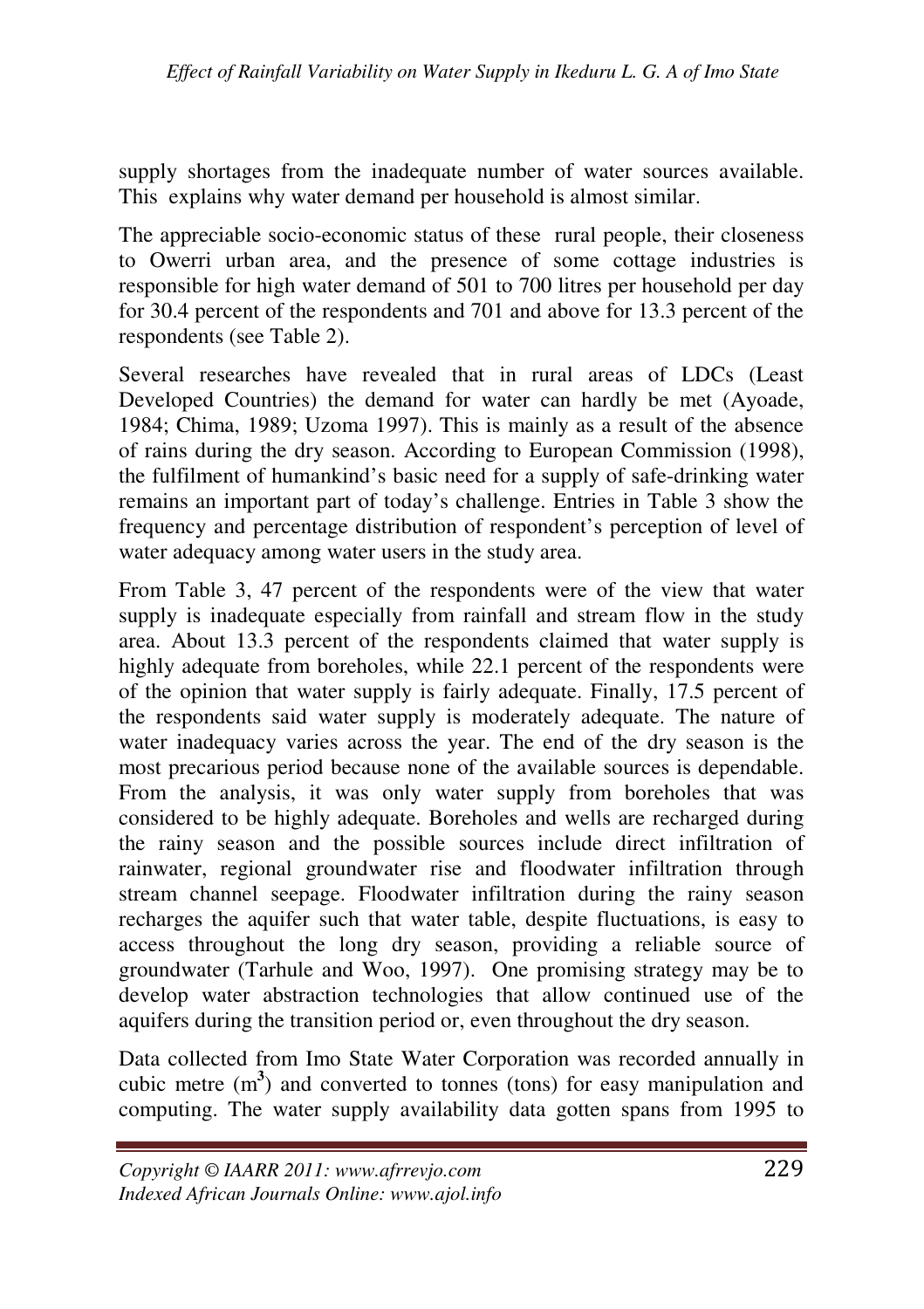supply shortages from the inadequate number of water sources available. This explains why water demand per household is almost similar.

The appreciable socio-economic status of these rural people, their closeness to Owerri urban area, and the presence of some cottage industries is responsible for high water demand of 501 to 700 litres per household per day for 30.4 percent of the respondents and 701 and above for 13.3 percent of the respondents (see Table 2).

Several researches have revealed that in rural areas of LDCs (Least Developed Countries) the demand for water can hardly be met (Ayoade, 1984; Chima, 1989; Uzoma 1997). This is mainly as a result of the absence of rains during the dry season. According to European Commission (1998), the fulfilment of humankind's basic need for a supply of safe-drinking water remains an important part of today's challenge. Entries in Table 3 show the frequency and percentage distribution of respondent's perception of level of water adequacy among water users in the study area.

From Table 3, 47 percent of the respondents were of the view that water supply is inadequate especially from rainfall and stream flow in the study area. About 13.3 percent of the respondents claimed that water supply is highly adequate from boreholes, while 22.1 percent of the respondents were of the opinion that water supply is fairly adequate. Finally, 17.5 percent of the respondents said water supply is moderately adequate. The nature of water inadequacy varies across the year. The end of the dry season is the most precarious period because none of the available sources is dependable. From the analysis, it was only water supply from boreholes that was considered to be highly adequate. Boreholes and wells are recharged during the rainy season and the possible sources include direct infiltration of rainwater, regional groundwater rise and floodwater infiltration through stream channel seepage. Floodwater infiltration during the rainy season recharges the aquifer such that water table, despite fluctuations, is easy to access throughout the long dry season, providing a reliable source of groundwater (Tarhule and Woo, 1997). One promising strategy may be to develop water abstraction technologies that allow continued use of the aquifers during the transition period or, even throughout the dry season.

Data collected from Imo State Water Corporation was recorded annually in cubic metre ($m^3$) and converted to tonnes (tons) for easy manipulation and computing. The water supply availability data gotten spans from 1995 to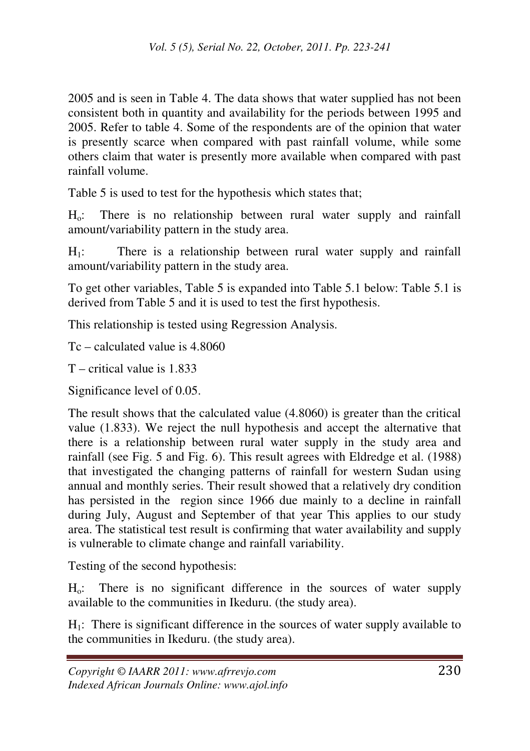2005 and is seen in Table 4. The data shows that water supplied has not been consistent both in quantity and availability for the periods between 1995 and 2005. Refer to table 4. Some of the respondents are of the opinion that water is presently scarce when compared with past rainfall volume, while some others claim that water is presently more available when compared with past rainfall volume.

Table 5 is used to test for the hypothesis which states that;

$H_o$: There is no relationship between rural water supply and rainfall amount/variability pattern in the study area.

$H_1$: There is a relationship between rural water supply and rainfall amount/variability pattern in the study area.

To get other variables, Table 5 is expanded into Table 5.1 below: Table 5.1 is derived from Table 5 and it is used to test the first hypothesis.

This relationship is tested using Regression Analysis.

Tc – calculated value is 4.8060

T – critical value is 1.833

Significance level of 0.05.

The result shows that the calculated value (4.8060) is greater than the critical value (1.833). We reject the null hypothesis and accept the alternative that there is a relationship between rural water supply in the study area and rainfall (see Fig. 5 and Fig. 6). This result agrees with Eldredge et al. (1988) that investigated the changing patterns of rainfall for western Sudan using annual and monthly series. Their result showed that a relatively dry condition has persisted in the region since 1966 due mainly to a decline in rainfall during July, August and September of that year This applies to our study area. The statistical test result is confirming that water availability and supply is vulnerable to climate change and rainfall variability.

Testing of the second hypothesis:

$H_o$: There is no significant difference in the sources of water supply available to the communities in Ikeduru. (the study area).

$H_1$: There is significant difference in the sources of water supply available to the communities in Ikeduru. (the study area).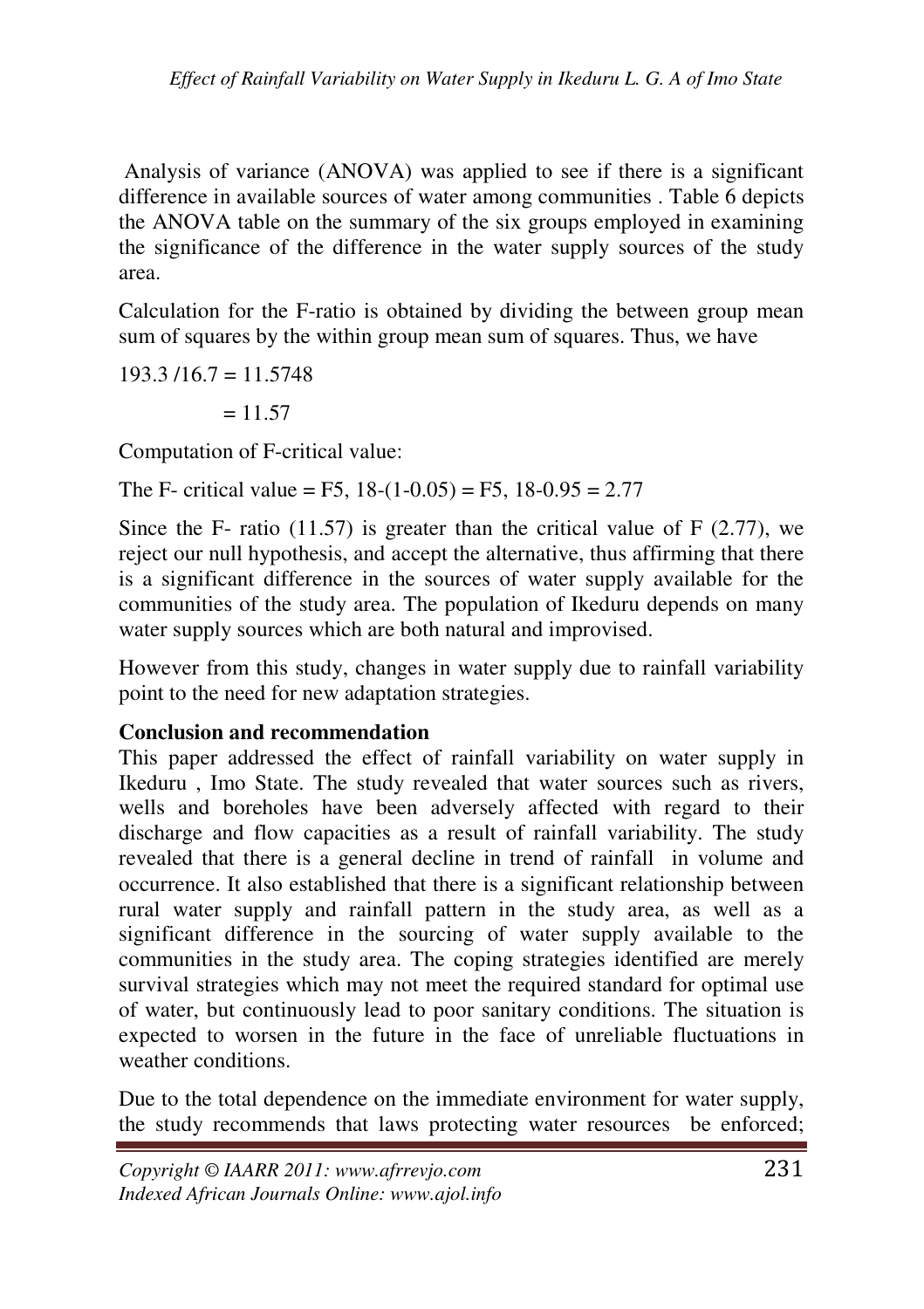Analysis of variance (ANOVA) was applied to see if there is a significant difference in available sources of water among communities . Table 6 depicts the ANOVA table on the summary of the six groups employed in examining the significance of the difference in the water supply sources of the study area.

Calculation for the F-ratio is obtained by dividing the between group mean sum of squares by the within group mean sum of squares. Thus, we have

193.3 /16.7 = 11.5748

= 11.57

Computation of F-critical value:

The F- critical value = F5, 18-(1-0.05) = F5, 18-0.95 = 2.77

Since the F- ratio (11.57) is greater than the critical value of F (2.77), we reject our null hypothesis, and accept the alternative, thus affirming that there is a significant difference in the sources of water supply available for the communities of the study area. The population of Ikeduru depends on many water supply sources which are both natural and improvised.

However from this study, changes in water supply due to rainfall variability point to the need for new adaptation strategies.

**Conclusion and recommendation**

This paper addressed the effect of rainfall variability on water supply in Ikeduru , Imo State. The study revealed that water sources such as rivers, wells and boreholes have been adversely affected with regard to their discharge and flow capacities as a result of rainfall variability. The study revealed that there is a general decline in trend of rainfall in volume and occurrence. It also established that there is a significant relationship between rural water supply and rainfall pattern in the study area, as well as a significant difference in the sourcing of water supply available to the communities in the study area. The coping strategies identified are merely survival strategies which may not meet the required standard for optimal use of water, but continuously lead to poor sanitary conditions. The situation is expected to worsen in the future in the face of unreliable fluctuations in weather conditions.

Due to the total dependence on the immediate environment for water supply, the study recommends that laws protecting water resources be enforced;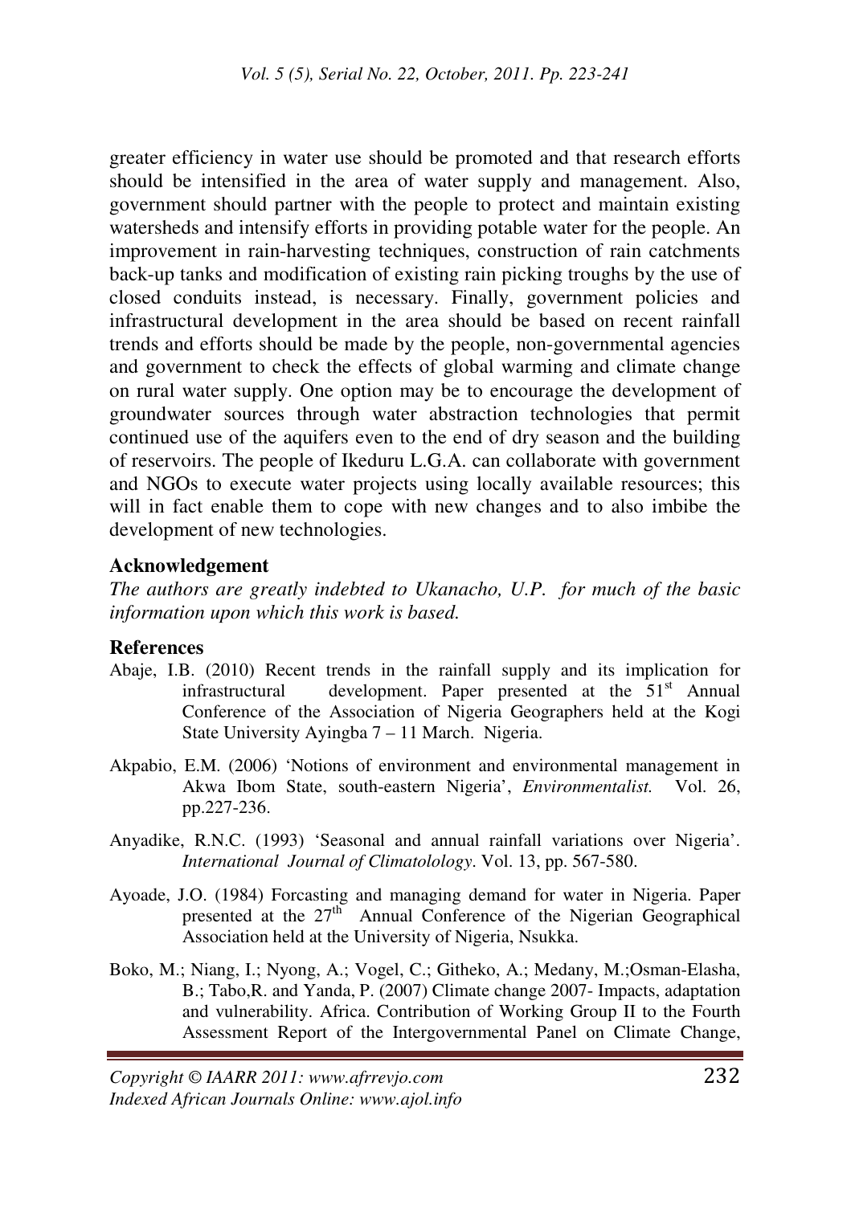greater efficiency in water use should be promoted and that research efforts should be intensified in the area of water supply and management. Also, government should partner with the people to protect and maintain existing watersheds and intensify efforts in providing potable water for the people. An improvement in rain-harvesting techniques, construction of rain catchments back-up tanks and modification of existing rain picking troughs by the use of closed conduits instead, is necessary. Finally, government policies and infrastructural development in the area should be based on recent rainfall trends and efforts should be made by the people, non-governmental agencies and government to check the effects of global warming and climate change on rural water supply. One option may be to encourage the development of groundwater sources through water abstraction technologies that permit continued use of the aquifers even to the end of dry season and the building of reservoirs. The people of Ikeduru L.G.A. can collaborate with government and NGOs to execute water projects using locally available resources; this will in fact enable them to cope with new changes and to also imbibe the development of new technologies.

## Acknowledgement

*The authors are greatly indebted to Ukanacho, U.P. for much of the basic information upon which this work is based.*

## References

Abaje, I.B. (2010) Recent trends in the rainfall supply and its implication for infrastructural development. Paper presented at the 51st Annual Conference of the Association of Nigeria Geographers held at the Kogi State University Ayingba 7 – 11 March. Nigeria.

Akpabio, E.M. (2006) 'Notions of environment and environmental management in Akwa Ibom State, south-eastern Nigeria', *Environmentalist.* Vol. 26, pp.227-236.

Anyadike, R.N.C. (1993) 'Seasonal and annual rainfall variations over Nigeria'. *International Journal of Climatolology*. Vol. 13, pp. 567-580.

Ayoade, J.O. (1984) Forcasting and managing demand for water in Nigeria. Paper presented at the 27th Annual Conference of the Nigerian Geographical Association held at the University of Nigeria, Nsukka.

Boko, M.; Niang, I.; Nyong, A.; Vogel, C.; Githeko, A.; Medany, M.;Osman-Elasha, B.; Tabo,R. and Yanda, P. (2007) Climate change 2007- Impacts, adaptation and vulnerability. Africa. Contribution of Working Group II to the Fourth Assessment Report of the Intergovernmental Panel on Climate Change,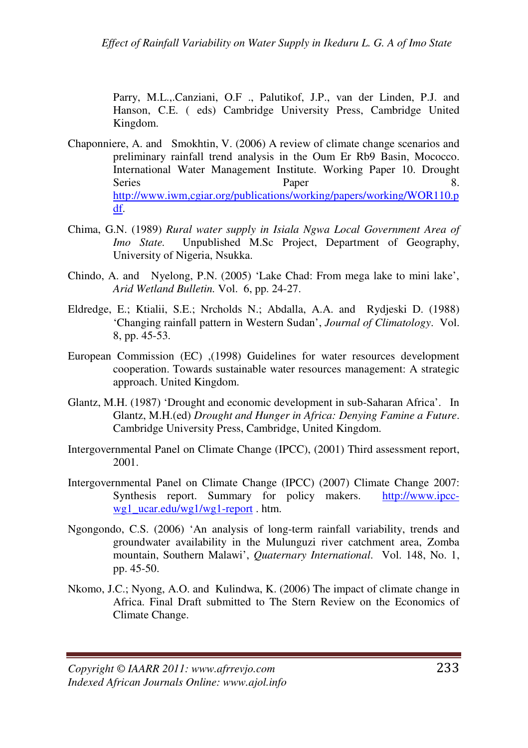Parry, M.L.,.Canziani, O.F ., Palutikof, J.P., van der Linden, P.J. and Hanson, C.E. ( eds) Cambridge University Press, Cambridge United Kingdom.

Chaponniere, A. and Smokhtin, V. (2006) A review of climate change scenarios and preliminary rainfall trend analysis in the Oum Er Rb9 Basin, Mococco. International Water Management Institute. Working Paper 10. Drought Series Paper 8. http://www.iwm,cgiar.org/publications/working/papers/working/WOR110.pdf.

Chima, G.N. (1989) *Rural water supply in Isiala Ngwa Local Government Area of Imo State.* Unpublished M.Sc Project, Department of Geography, University of Nigeria, Nsukka.

Chindo, A. and Nyelong, P.N. (2005) 'Lake Chad: From mega lake to mini lake', *Arid Wetland Bulletin.* Vol. 6, pp. 24-27.

Eldredge, E.; Ktialii, S.E.; Nrcholds N.; Abdalla, A.A. and Rydjeski D. (1988) 'Changing rainfall pattern in Western Sudan', *Journal of Climatology*. Vol. 8, pp. 45-53.

European Commission (EC) ,(1998) Guidelines for water resources development cooperation. Towards sustainable water resources management: A strategic approach. United Kingdom.

Glantz, M.H. (1987) 'Drought and economic development in sub-Saharan Africa'. In Glantz, M.H.(ed) *Drought and Hunger in Africa: Denying Famine a Future*. Cambridge University Press, Cambridge, United Kingdom.

Intergovernmental Panel on Climate Change (IPCC), (2001) Third assessment report, 2001.

Intergovernmental Panel on Climate Change (IPCC) (2007) Climate Change 2007: Synthesis report. Summary for policy makers. http://www.ipcc-wg1_ucar.edu/wg1/wg1-report . htm.

Ngongondo, C.S. (2006) 'An analysis of long-term rainfall variability, trends and groundwater availability in the Mulunguzi river catchment area, Zomba mountain, Southern Malawi', *Quaternary International*. Vol. 148, No. 1, pp. 45-50.

Nkomo, J.C.; Nyong, A.O. and Kulindwa, K. (2006) The impact of climate change in Africa. Final Draft submitted to The Stern Review on the Economics of Climate Change.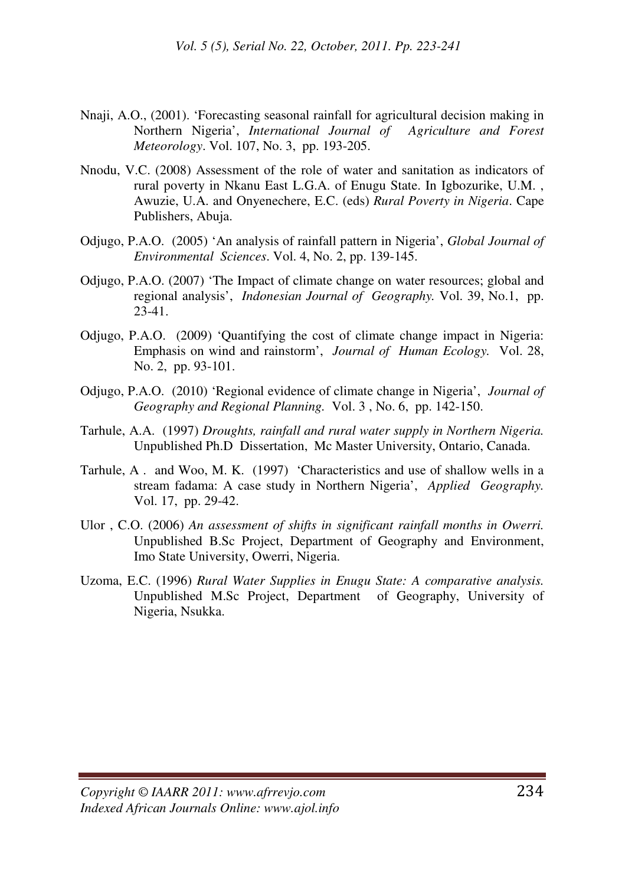Nnaji, A.O., (2001). 'Forecasting seasonal rainfall for agricultural decision making in Northern Nigeria', *International Journal of Agriculture and Forest Meteorology*. Vol. 107, No. 3, pp. 193-205.

Nnodu, V.C. (2008) Assessment of the role of water and sanitation as indicators of rural poverty in Nkanu East L.G.A. of Enugu State. In Igbozurike, U.M. , Awuzie, U.A. and Onyenechere, E.C. (eds) *Rural Poverty in Nigeria*. Cape Publishers, Abuja.

Odjugo, P.A.O. (2005) 'An analysis of rainfall pattern in Nigeria', *Global Journal of Environmental Sciences*. Vol. 4, No. 2, pp. 139-145.

Odjugo, P.A.O. (2007) 'The Impact of climate change on water resources; global and regional analysis', *Indonesian Journal of Geography.* Vol. 39, No.1, pp. 23-41.

Odjugo, P.A.O. (2009) 'Quantifying the cost of climate change impact in Nigeria: Emphasis on wind and rainstorm', *Journal of Human Ecology.* Vol. 28, No. 2, pp. 93-101.

Odjugo, P.A.O. (2010) 'Regional evidence of climate change in Nigeria', *Journal of Geography and Regional Planning.* Vol. 3 , No. 6, pp. 142-150.

Tarhule, A.A. (1997) *Droughts, rainfall and rural water supply in Northern Nigeria.* Unpublished Ph.D Dissertation, Mc Master University, Ontario, Canada.

Tarhule, A . and Woo, M. K. (1997) 'Characteristics and use of shallow wells in a stream fadama: A case study in Northern Nigeria', *Applied Geography.* Vol. 17, pp. 29-42.

Ulor , C.O. (2006) *An assessment of shifts in significant rainfall months in Owerri.* Unpublished B.Sc Project, Department of Geography and Environment, Imo State University, Owerri, Nigeria.

Uzoma, E.C. (1996) *Rural Water Supplies in Enugu State: A comparative analysis.* Unpublished M.Sc Project, Department of Geography, University of Nigeria, Nsukka.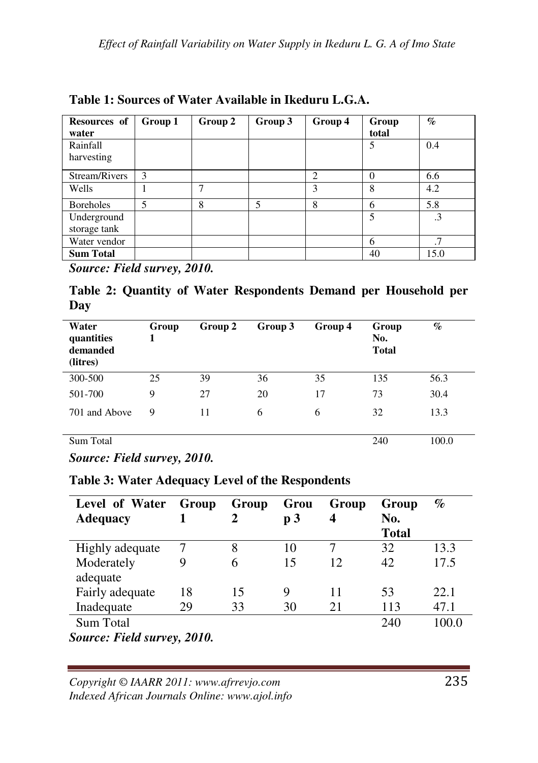**Table 1: Sources of Water Available in Ikeduru L.G.A.**

| Resources of water | Group 1 | Group 2 | Group 3 | Group 4 | Group total | % |
|---|---|---|---|---|---|---|
| Rainfall harvesting | | | | | 5 | 0.4 |
| Stream/Rivers | 3 | | | 2 | 0 | 6.6 |
| Wells | 1 | 7 | | 3 | 8 | 4.2 |
| Boreholes | 5 | 8 | 5 | 8 | 6 | 5.8 |
| Underground storage tank | | | | | 5 | .3 |
| Water vendor | | | | | 6 | .7 |
| **Sum Total** | | | | | 40 | 15.0 |

***Source: Field survey, 2010.***

**Table 2: Quantity of Water Respondents Demand per Household per Day**

| Water quantities demanded (litres) | Group 1 | Group 2 | Group 3 | Group 4 | Group No. Total | % |
|---|---|---|---|---|---|---|
| 300-500 | 25 | 39 | 36 | 35 | 135 | 56.3 |
| 501-700 | 9 | 27 | 20 | 17 | 73 | 30.4 |
| 701 and Above | 9 | 11 | 6 | 6 | 32 | 13.3 |
| Sum Total | | | | | 240 | 100.0 |

***Source: Field survey, 2010.***

**Table 3: Water Adequacy Level of the Respondents**

| Level of Water Adequacy | Group 1 | Group 2 | Group 3 | Group 4 | Group No. Total | % |
|---|---|---|---|---|---|---|
| Highly adequate | 7 | 8 | 10 | 7 | 32 | 13.3 |
| Moderately adequate | 9 | 6 | 15 | 12 | 42 | 17.5 |
| Fairly adequate | 18 | 15 | 9 | 11 | 53 | 22.1 |
| Inadequate | 29 | 33 | 30 | 21 | 113 | 47.1 |
| Sum Total | | | | | 240 | 100.0 |

***Source: Field survey, 2010.***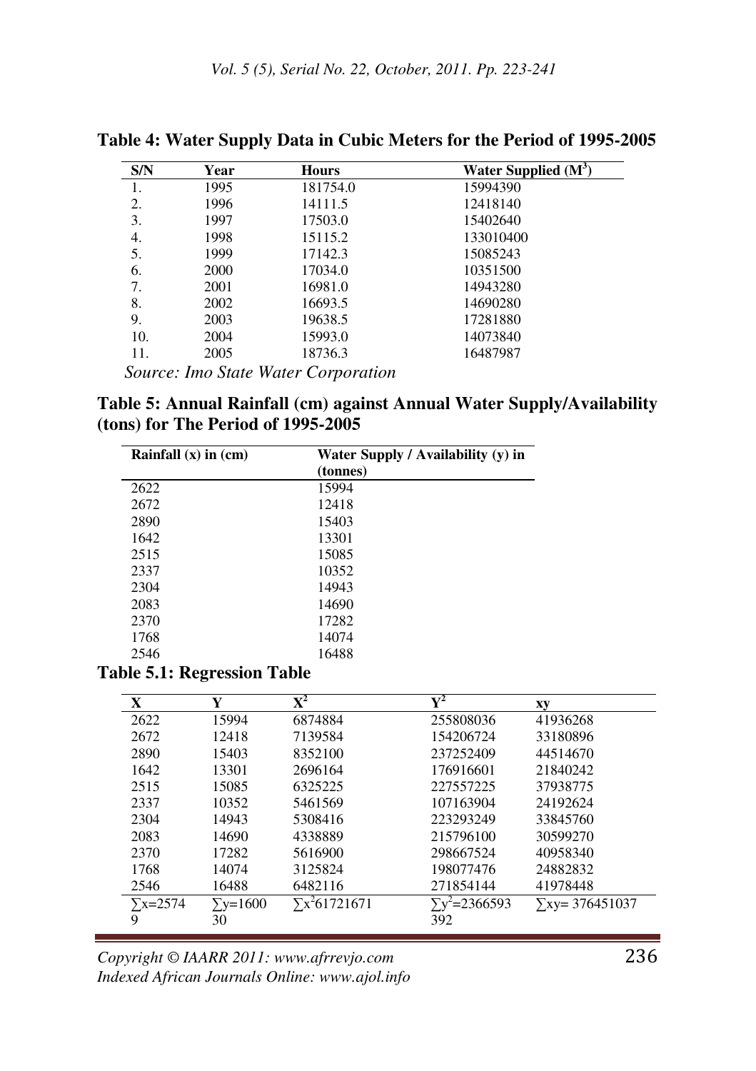**Table 4: Water Supply Data in Cubic Meters for the Period of 1995-2005**

| S/N | Year | Hours | Water Supplied ($M^3$) |
|---|---|---|---|
| 1. | 1995 | 181754.0 | 15994390 |
| 2. | 1996 | 14111.5 | 12418140 |
| 3. | 1997 | 17503.0 | 15402640 |
| 4. | 1998 | 15115.2 | 133010400 |
| 5. | 1999 | 17142.3 | 15085243 |
| 6. | 2000 | 17034.0 | 10351500 |
| 7. | 2001 | 16981.0 | 14943280 |
| 8. | 2002 | 16693.5 | 14690280 |
| 9. | 2003 | 19638.5 | 17281880 |
| 10. | 2004 | 15993.0 | 14073840 |
| 11. | 2005 | 18736.3 | 16487987 |

*Source: Imo State Water Corporation*

**Table 5: Annual Rainfall (cm) against Annual Water Supply/Availability (tons) for The Period of 1995-2005**

| Rainfall (x) in (cm) | Water Supply / Availability (y) in (tonnes) |
|---|---|
| 2622 | 15994 |
| 2672 | 12418 |
| 2890 | 15403 |
| 1642 | 13301 |
| 2515 | 15085 |
| 2337 | 10352 |
| 2304 | 14943 |
| 2083 | 14690 |
| 2370 | 17282 |
| 1768 | 14074 |
| 2546 | 16488 |

**Table 5.1: Regression Table**

| X | Y | $X^2$ | $Y^2$ | xy |
|---|---|---|---|---|
| 2622 | 15994 | 6874884 | 255808036 | 41936268 |
| 2672 | 12418 | 7139584 | 154206724 | 33180896 |
| 2890 | 15403 | 8352100 | 237252409 | 44514670 |
| 1642 | 13301 | 2696164 | 176916601 | 21840242 |
| 2515 | 15085 | 6325225 | 227557225 | 37938775 |
| 2337 | 10352 | 5461569 | 107163904 | 24192624 |
| 2304 | 14943 | 5308416 | 223293249 | 33845760 |
| 2083 | 14690 | 4338889 | 215796100 | 30599270 |
| 2370 | 17282 | 5616900 | 298667524 | 40958340 |
| 1768 | 14074 | 3125824 | 198077476 | 24882832 |
| 2546 | 16488 | 6482116 | 271854144 | 41978448 |
| $\sum x$=25749 | $\sum y$=160030 | $\sum x^2$61721671 | $\sum y^2$=2366593392 | $\sum xy$= 376451037 |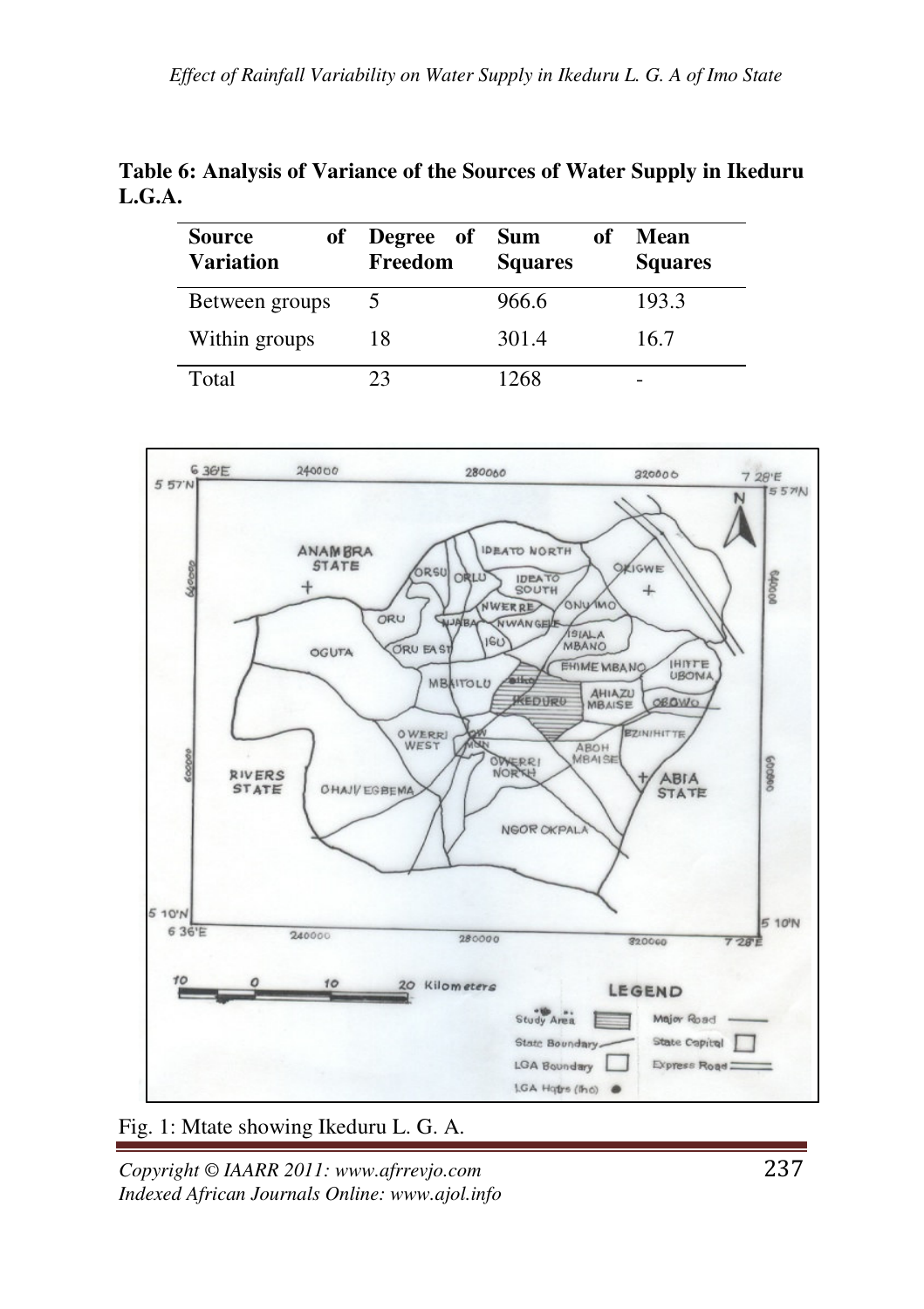**Table 6: Analysis of Variance of the Sources of Water Supply in Ikeduru L.G.A.**

| Source of Variation | Degree of Freedom | Sum of Squares | Mean Squares |
|---|---|---|---|
| Between groups | 5 | 966.6 | 193.3 |
| Within groups | 18 | 301.4 | 16.7 |
| Total | 23 | 1268 | - |

Fig. 1: Mtate showing Ikeduru L. G. A.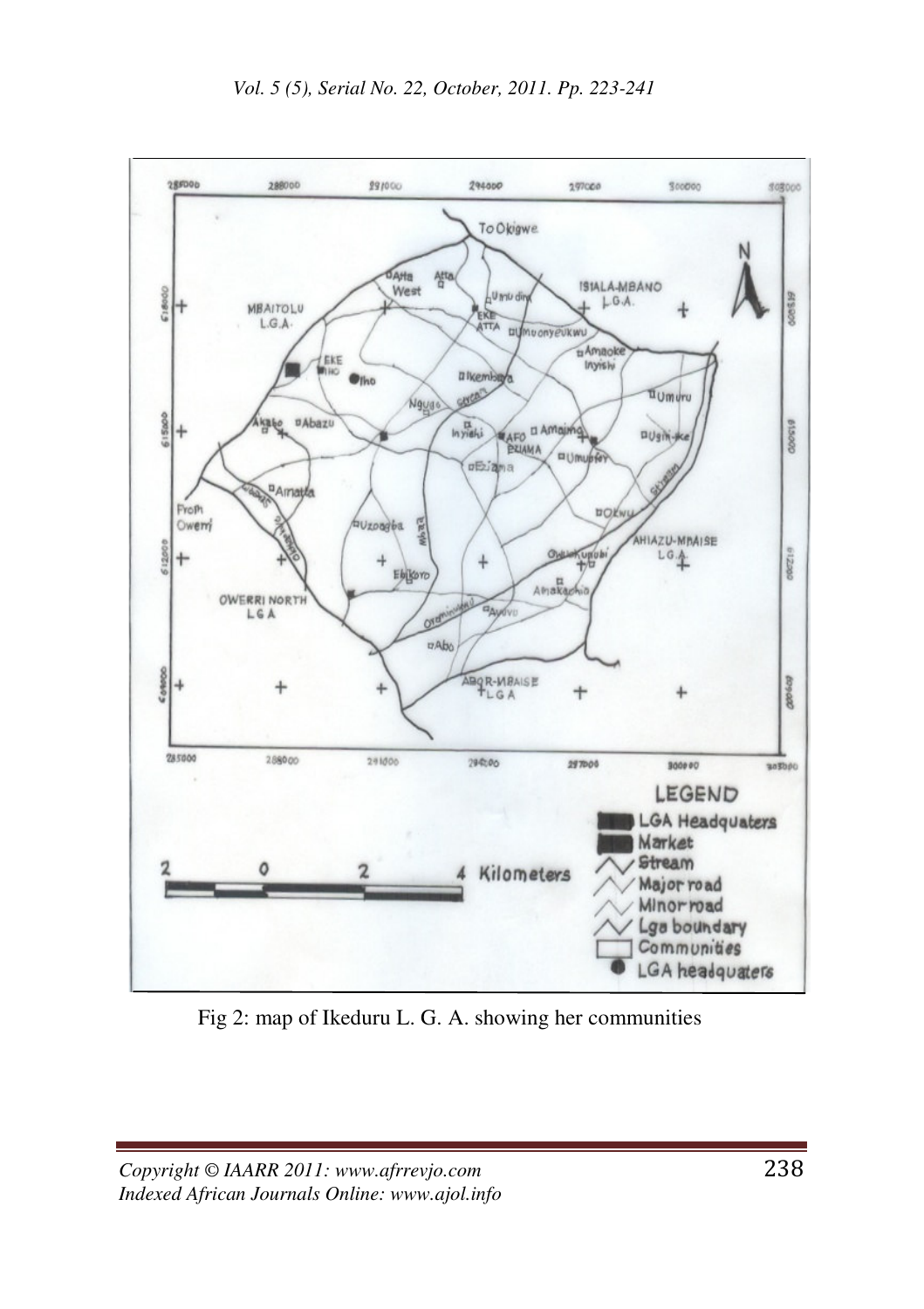Fig 2: map of Ikeduru L. G. A. showing her communities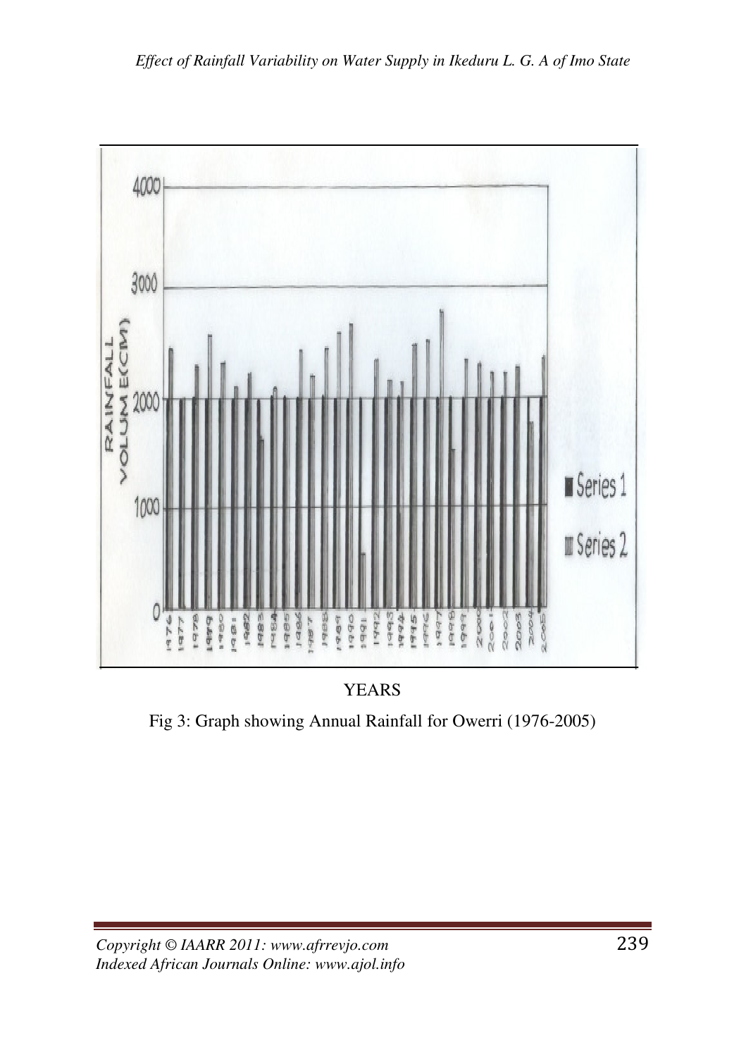YEARS

Fig 3: Graph showing Annual Rainfall for Owerri (1976-2005)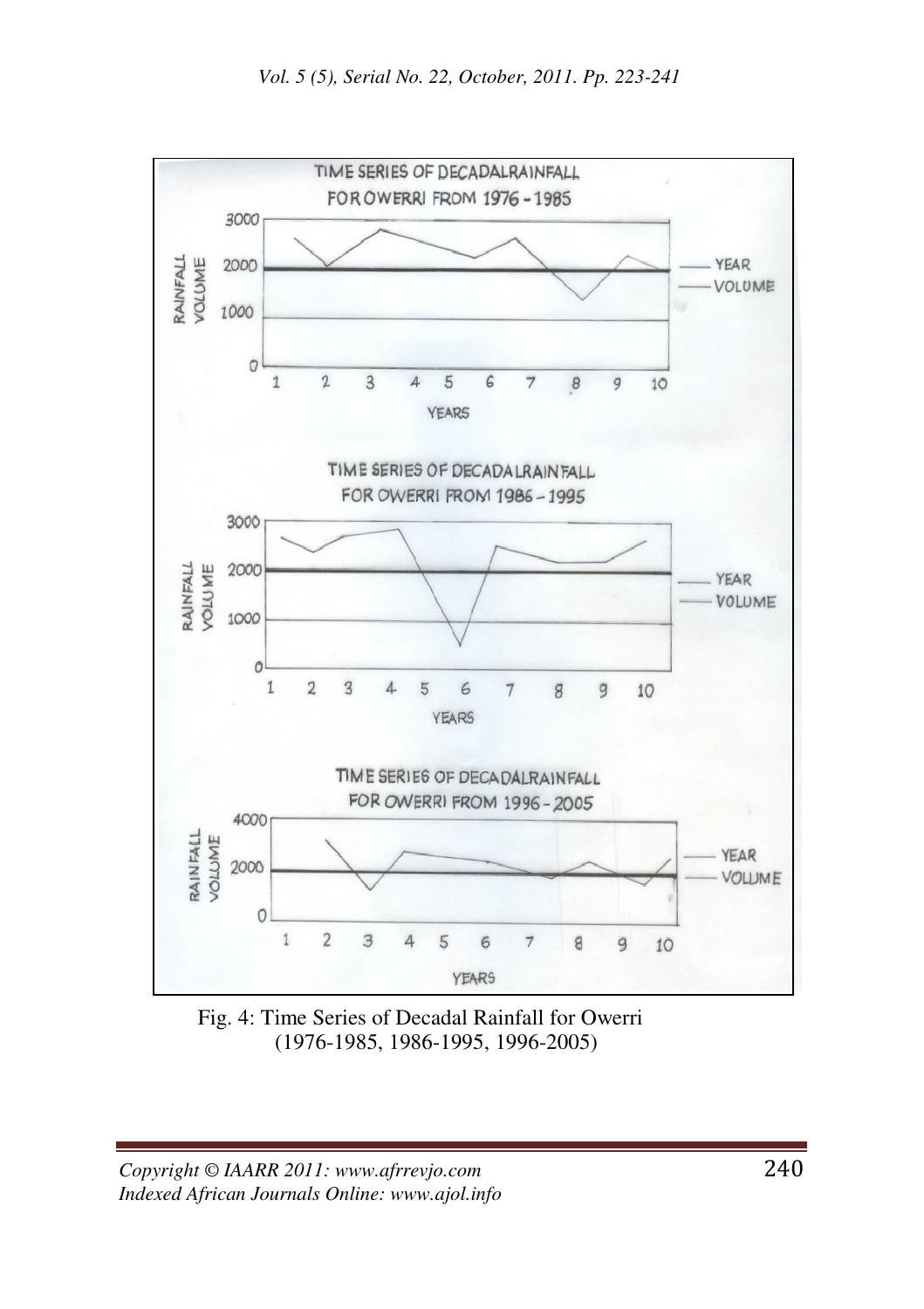Fig. 4: Time Series of Decadal Rainfall for Owerri (1976-1985, 1986-1995, 1996-2005)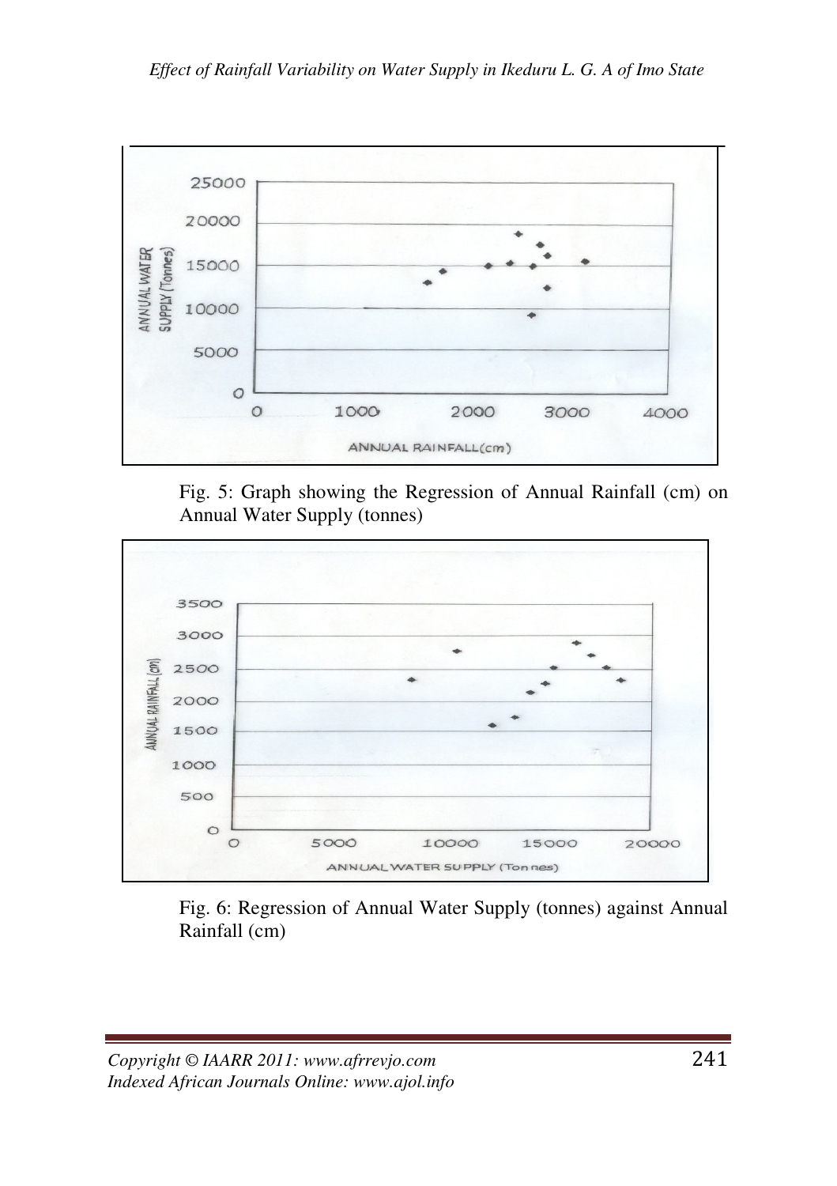25000
20000
15000
10000
5000
0

ANNUAL WATER SUPPLY (Tonnes)

0
1000
2000
3000
4000

ANNUAL RAINFALL(cm)

Fig. 5: Graph showing the Regression of Annual Rainfall (cm) on Annual Water Supply (tonnes)

3500
3000
2500
2000
1500
1000
500
0

ANNUAL RAINFALL (cm)

0
5000
10000
15000
20000

ANNUAL WATER SUPPLY (Tonnes)

Fig. 6: Regression of Annual Water Supply (tonnes) against Annual Rainfall (cm)